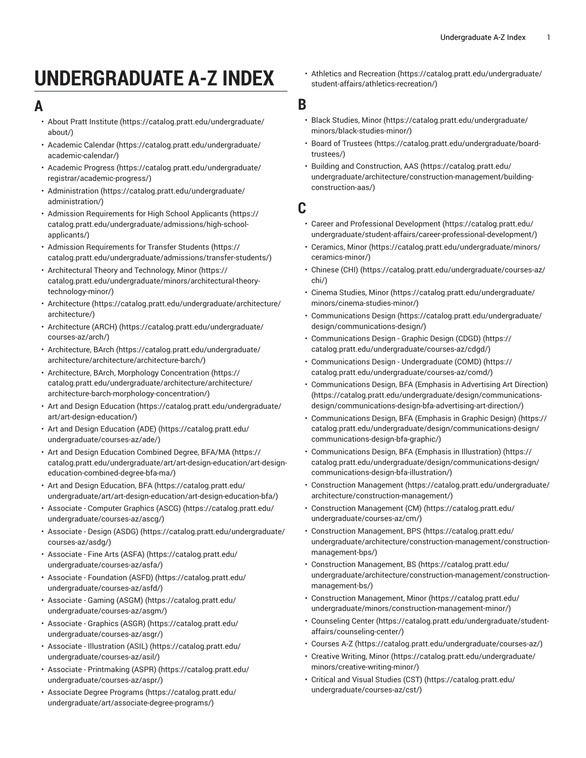# UNDERGRADUATE A-Z INDEX

## A

- About Pratt Institute (https://catalog.pratt.edu/undergraduate/about/)
- Academic Calendar (https://catalog.pratt.edu/undergraduate/academic-calendar/)
- Academic Progress (https://catalog.pratt.edu/undergraduate/registrar/academic-progress/)
- Administration (https://catalog.pratt.edu/undergraduate/administration/)
- Admission Requirements for High School Applicants (https://catalog.pratt.edu/undergraduate/admissions/high-school-applicants/)
- Admission Requirements for Transfer Students (https://catalog.pratt.edu/undergraduate/admissions/transfer-students/)
- Architectural Theory and Technology, Minor (https://catalog.pratt.edu/undergraduate/minors/architectural-theory-technology-minor/)
- Architecture (https://catalog.pratt.edu/undergraduate/architecture/architecture/)
- Architecture (ARCH) (https://catalog.pratt.edu/undergraduate/courses-az/arch/)
- Architecture, BArch (https://catalog.pratt.edu/undergraduate/architecture/architecture/architecture-barch/)
- Architecture, BArch, Morphology Concentration (https://catalog.pratt.edu/undergraduate/architecture/architecture/architecture-barch-morphology-concentration/)
- Art and Design Education (https://catalog.pratt.edu/undergraduate/art/art-design-education/)
- Art and Design Education (ADE) (https://catalog.pratt.edu/undergraduate/courses-az/ade/)
- Art and Design Education Combined Degree, BFA/MA (https://catalog.pratt.edu/undergraduate/art/art-design-education/art-design-education-combined-degree-bfa-ma/)
- Art and Design Education, BFA (https://catalog.pratt.edu/undergraduate/art/art-design-education/art-design-education-bfa/)
- Associate - Computer Graphics (ASCG) (https://catalog.pratt.edu/undergraduate/courses-az/ascg/)
- Associate - Design (ASDG) (https://catalog.pratt.edu/undergraduate/courses-az/asdg/)
- Associate - Fine Arts (ASFA) (https://catalog.pratt.edu/undergraduate/courses-az/asfa/)
- Associate - Foundation (ASFD) (https://catalog.pratt.edu/undergraduate/courses-az/asfd/)
- Associate - Gaming (ASGM) (https://catalog.pratt.edu/undergraduate/courses-az/asgm/)
- Associate - Graphics (ASGR) (https://catalog.pratt.edu/undergraduate/courses-az/asgr/)
- Associate - Illustration (ASIL) (https://catalog.pratt.edu/undergraduate/courses-az/asil/)
- Associate - Printmaking (ASPR) (https://catalog.pratt.edu/undergraduate/courses-az/aspr/)
- Associate Degree Programs (https://catalog.pratt.edu/undergraduate/art/associate-degree-programs/)
- Athletics and Recreation (https://catalog.pratt.edu/undergraduate/student-affairs/athletics-recreation/)

## B

- Black Studies, Minor (https://catalog.pratt.edu/undergraduate/minors/black-studies-minor/)
- Board of Trustees (https://catalog.pratt.edu/undergraduate/board-trustees/)
- Building and Construction, AAS (https://catalog.pratt.edu/undergraduate/architecture/construction-management/building-construction-aas/)

## C

- Career and Professional Development (https://catalog.pratt.edu/undergraduate/student-affairs/career-professional-development/)
- Ceramics, Minor (https://catalog.pratt.edu/undergraduate/minors/ceramics-minor/)
- Chinese (CHI) (https://catalog.pratt.edu/undergraduate/courses-az/chi/)
- Cinema Studies, Minor (https://catalog.pratt.edu/undergraduate/minors/cinema-studies-minor/)
- Communications Design (https://catalog.pratt.edu/undergraduate/design/communications-design/)
- Communications Design - Graphic Design (CDGD) (https://catalog.pratt.edu/undergraduate/courses-az/cdgd/)
- Communications Design - Undergraduate (COMD) (https://catalog.pratt.edu/undergraduate/courses-az/comd/)
- Communications Design, BFA (Emphasis in Advertising Art Direction) (https://catalog.pratt.edu/undergraduate/design/communications-design/communications-design-bfa-advertising-art-direction/)
- Communications Design, BFA (Emphasis in Graphic Design) (https://catalog.pratt.edu/undergraduate/design/communications-design/communications-design-bfa-graphic/)
- Communications Design, BFA (Emphasis in Illustration) (https://catalog.pratt.edu/undergraduate/design/communications-design/communications-design-bfa-illustration/)
- Construction Management (https://catalog.pratt.edu/undergraduate/architecture/construction-management/)
- Construction Management (CM) (https://catalog.pratt.edu/undergraduate/courses-az/cm/)
- Construction Management, BPS (https://catalog.pratt.edu/undergraduate/architecture/construction-management/construction-management-bps/)
- Construction Management, BS (https://catalog.pratt.edu/undergraduate/architecture/construction-management/construction-management-bs/)
- Construction Management, Minor (https://catalog.pratt.edu/undergraduate/minors/construction-management-minor/)
- Counseling Center (https://catalog.pratt.edu/undergraduate/student-affairs/counseling-center/)
- Courses A-Z (https://catalog.pratt.edu/undergraduate/courses-az/)
- Creative Writing, Minor (https://catalog.pratt.edu/undergraduate/minors/creative-writing-minor/)
- Critical and Visual Studies (CST) (https://catalog.pratt.edu/undergraduate/courses-az/cst/)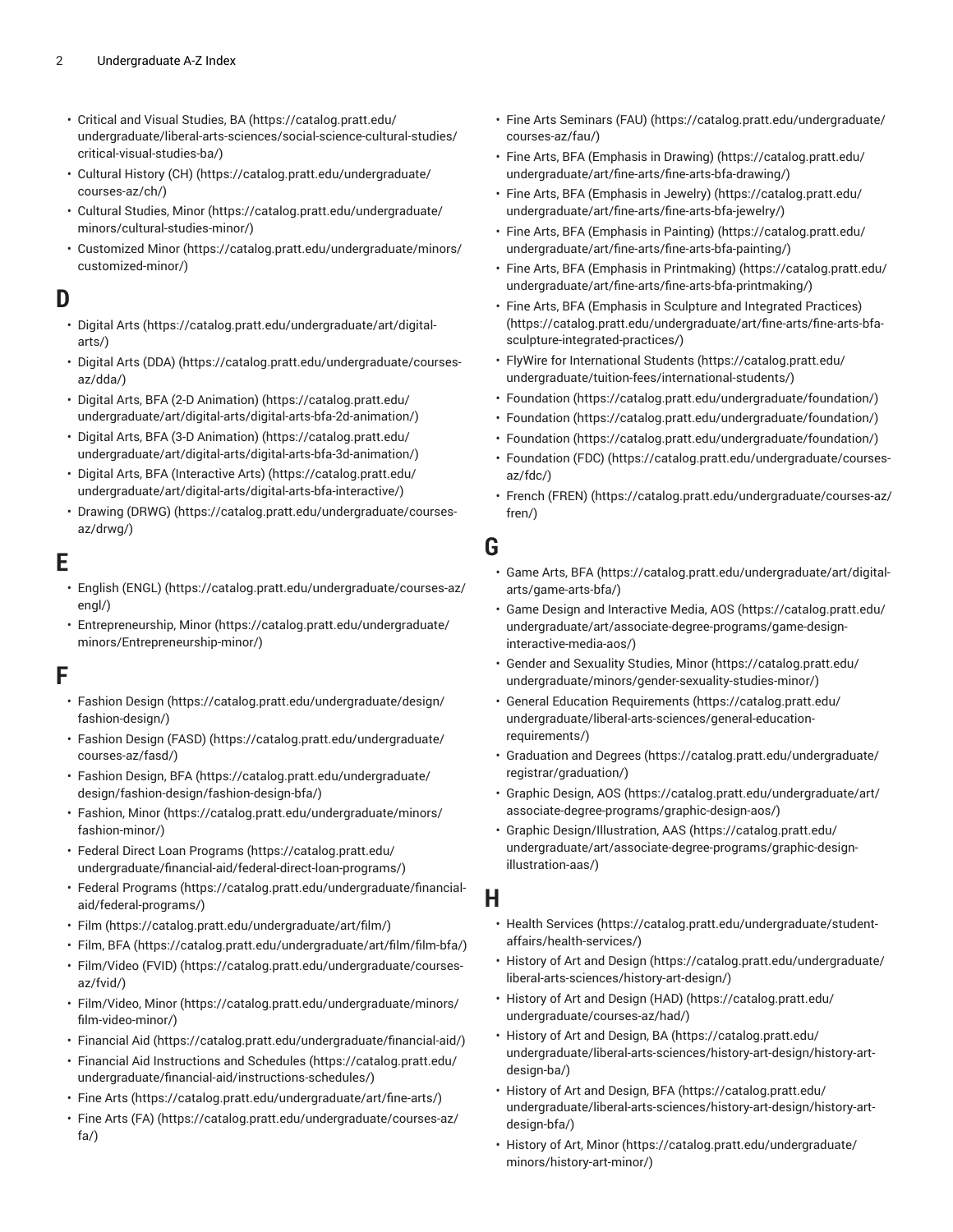- Critical and Visual Studies, BA (https://catalog.pratt.edu/undergraduate/liberal-arts-sciences/social-science-cultural-studies/critical-visual-studies-ba/)
- Cultural History (CH) (https://catalog.pratt.edu/undergraduate/courses-az/ch/)
- Cultural Studies, Minor (https://catalog.pratt.edu/undergraduate/minors/cultural-studies-minor/)
- Customized Minor (https://catalog.pratt.edu/undergraduate/minors/customized-minor/)

## D

- Digital Arts (https://catalog.pratt.edu/undergraduate/art/digital-arts/)
- Digital Arts (DDA) (https://catalog.pratt.edu/undergraduate/courses-az/dda/)
- Digital Arts, BFA (2-D Animation) (https://catalog.pratt.edu/undergraduate/art/digital-arts/digital-arts-bfa-2d-animation/)
- Digital Arts, BFA (3-D Animation) (https://catalog.pratt.edu/undergraduate/art/digital-arts/digital-arts-bfa-3d-animation/)
- Digital Arts, BFA (Interactive Arts) (https://catalog.pratt.edu/undergraduate/art/digital-arts/digital-arts-bfa-interactive/)
- Drawing (DRWG) (https://catalog.pratt.edu/undergraduate/courses-az/drwg/)

## E

- English (ENGL) (https://catalog.pratt.edu/undergraduate/courses-az/engl/)
- Entrepreneurship, Minor (https://catalog.pratt.edu/undergraduate/minors/Entrepreneurship-minor/)

## F

- Fashion Design (https://catalog.pratt.edu/undergraduate/design/fashion-design/)
- Fashion Design (FASD) (https://catalog.pratt.edu/undergraduate/courses-az/fasd/)
- Fashion Design, BFA (https://catalog.pratt.edu/undergraduate/design/fashion-design/fashion-design-bfa/)
- Fashion, Minor (https://catalog.pratt.edu/undergraduate/minors/fashion-minor/)
- Federal Direct Loan Programs (https://catalog.pratt.edu/undergraduate/financial-aid/federal-direct-loan-programs/)
- Federal Programs (https://catalog.pratt.edu/undergraduate/financial-aid/federal-programs/)
- Film (https://catalog.pratt.edu/undergraduate/art/film/)
- Film, BFA (https://catalog.pratt.edu/undergraduate/art/film/film-bfa/)
- Film/Video (FVID) (https://catalog.pratt.edu/undergraduate/courses-az/fvid/)
- Film/Video, Minor (https://catalog.pratt.edu/undergraduate/minors/film-video-minor/)
- Financial Aid (https://catalog.pratt.edu/undergraduate/financial-aid/)
- Financial Aid Instructions and Schedules (https://catalog.pratt.edu/undergraduate/financial-aid/instructions-schedules/)
- Fine Arts (https://catalog.pratt.edu/undergraduate/art/fine-arts/)
- Fine Arts (FA) (https://catalog.pratt.edu/undergraduate/courses-az/fa/)
- Fine Arts Seminars (FAU) (https://catalog.pratt.edu/undergraduate/courses-az/fau/)
- Fine Arts, BFA (Emphasis in Drawing) (https://catalog.pratt.edu/undergraduate/art/fine-arts/fine-arts-bfa-drawing/)
- Fine Arts, BFA (Emphasis in Jewelry) (https://catalog.pratt.edu/undergraduate/art/fine-arts/fine-arts-bfa-jewelry/)
- Fine Arts, BFA (Emphasis in Painting) (https://catalog.pratt.edu/undergraduate/art/fine-arts/fine-arts-bfa-painting/)
- Fine Arts, BFA (Emphasis in Printmaking) (https://catalog.pratt.edu/undergraduate/art/fine-arts/fine-arts-bfa-printmaking/)
- Fine Arts, BFA (Emphasis in Sculpture and Integrated Practices) (https://catalog.pratt.edu/undergraduate/art/fine-arts/fine-arts-bfa-sculpture-integrated-practices/)
- FlyWire for International Students (https://catalog.pratt.edu/undergraduate/tuition-fees/international-students/)
- Foundation (https://catalog.pratt.edu/undergraduate/foundation/)
- Foundation (https://catalog.pratt.edu/undergraduate/foundation/)
- Foundation (https://catalog.pratt.edu/undergraduate/foundation/)
- Foundation (FDC) (https://catalog.pratt.edu/undergraduate/courses-az/fdc/)
- French (FREN) (https://catalog.pratt.edu/undergraduate/courses-az/fren/)

## G

- Game Arts, BFA (https://catalog.pratt.edu/undergraduate/art/digital-arts/game-arts-bfa/)
- Game Design and Interactive Media, AOS (https://catalog.pratt.edu/undergraduate/art/associate-degree-programs/game-design-interactive-media-aos/)
- Gender and Sexuality Studies, Minor (https://catalog.pratt.edu/undergraduate/minors/gender-sexuality-studies-minor/)
- General Education Requirements (https://catalog.pratt.edu/undergraduate/liberal-arts-sciences/general-education-requirements/)
- Graduation and Degrees (https://catalog.pratt.edu/undergraduate/registrar/graduation/)
- Graphic Design, AOS (https://catalog.pratt.edu/undergraduate/art/associate-degree-programs/graphic-design-aos/)
- Graphic Design/Illustration, AAS (https://catalog.pratt.edu/undergraduate/art/associate-degree-programs/graphic-design-illustration-aas/)

## H

- Health Services (https://catalog.pratt.edu/undergraduate/student-affairs/health-services/)
- History of Art and Design (https://catalog.pratt.edu/undergraduate/liberal-arts-sciences/history-art-design/)
- History of Art and Design (HAD) (https://catalog.pratt.edu/undergraduate/courses-az/had/)
- History of Art and Design, BA (https://catalog.pratt.edu/undergraduate/liberal-arts-sciences/history-art-design/history-art-design-ba/)
- History of Art and Design, BFA (https://catalog.pratt.edu/undergraduate/liberal-arts-sciences/history-art-design/history-art-design-bfa/)
- History of Art, Minor (https://catalog.pratt.edu/undergraduate/minors/history-art-minor/)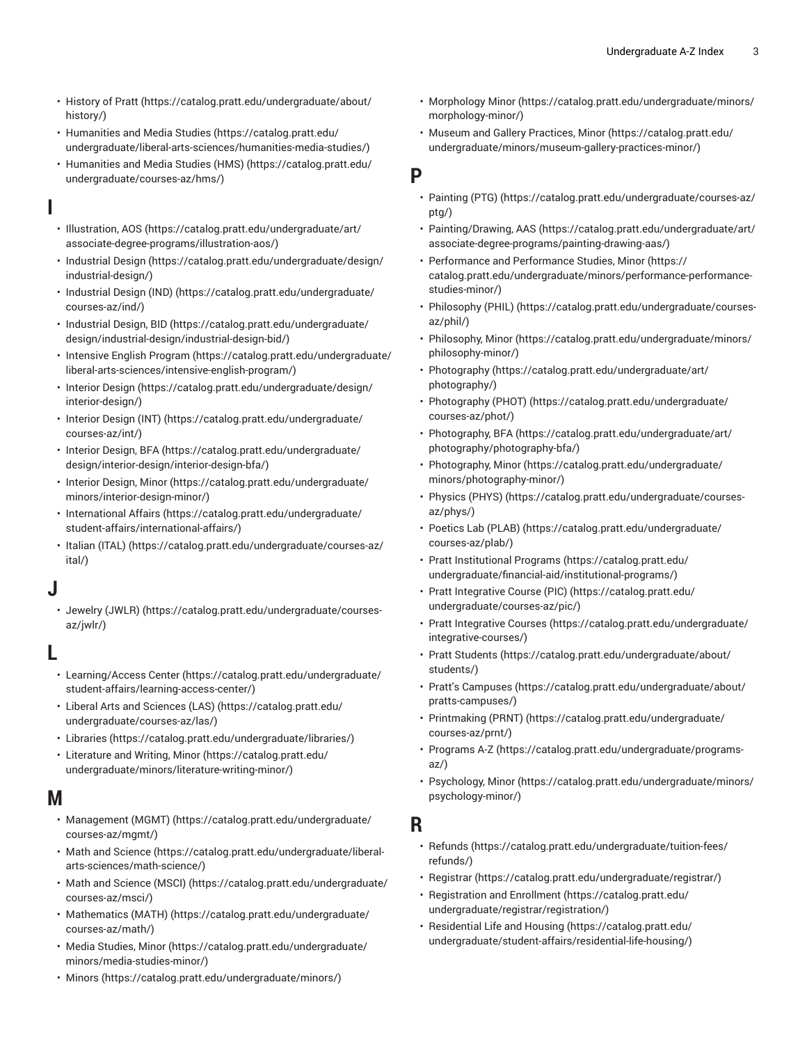- History of Pratt (https://catalog.pratt.edu/undergraduate/about/history/)
- Humanities and Media Studies (https://catalog.pratt.edu/undergraduate/liberal-arts-sciences/humanities-media-studies/)
- Humanities and Media Studies (HMS) (https://catalog.pratt.edu/undergraduate/courses-az/hms/)

## I

- Illustration, AOS (https://catalog.pratt.edu/undergraduate/art/associate-degree-programs/illustration-aos/)
- Industrial Design (https://catalog.pratt.edu/undergraduate/design/industrial-design/)
- Industrial Design (IND) (https://catalog.pratt.edu/undergraduate/courses-az/ind/)
- Industrial Design, BID (https://catalog.pratt.edu/undergraduate/design/industrial-design/industrial-design-bid/)
- Intensive English Program (https://catalog.pratt.edu/undergraduate/liberal-arts-sciences/intensive-english-program/)
- Interior Design (https://catalog.pratt.edu/undergraduate/design/interior-design/)
- Interior Design (INT) (https://catalog.pratt.edu/undergraduate/courses-az/int/)
- Interior Design, BFA (https://catalog.pratt.edu/undergraduate/design/interior-design/interior-design-bfa/)
- Interior Design, Minor (https://catalog.pratt.edu/undergraduate/minors/interior-design-minor/)
- International Affairs (https://catalog.pratt.edu/undergraduate/student-affairs/international-affairs/)
- Italian (ITAL) (https://catalog.pratt.edu/undergraduate/courses-az/ital/)

## J

- Jewelry (JWLR) (https://catalog.pratt.edu/undergraduate/courses-az/jwlr/)

## L

- Learning/Access Center (https://catalog.pratt.edu/undergraduate/student-affairs/learning-access-center/)
- Liberal Arts and Sciences (LAS) (https://catalog.pratt.edu/undergraduate/courses-az/las/)
- Libraries (https://catalog.pratt.edu/undergraduate/libraries/)
- Literature and Writing, Minor (https://catalog.pratt.edu/undergraduate/minors/literature-writing-minor/)

## M

- Management (MGMT) (https://catalog.pratt.edu/undergraduate/courses-az/mgmt/)
- Math and Science (https://catalog.pratt.edu/undergraduate/liberal-arts-sciences/math-science/)
- Math and Science (MSCI) (https://catalog.pratt.edu/undergraduate/courses-az/msci/)
- Mathematics (MATH) (https://catalog.pratt.edu/undergraduate/courses-az/math/)
- Media Studies, Minor (https://catalog.pratt.edu/undergraduate/minors/media-studies-minor/)
- Minors (https://catalog.pratt.edu/undergraduate/minors/)
- Morphology Minor (https://catalog.pratt.edu/undergraduate/minors/morphology-minor/)
- Museum and Gallery Practices, Minor (https://catalog.pratt.edu/undergraduate/minors/museum-gallery-practices-minor/)

## P

- Painting (PTG) (https://catalog.pratt.edu/undergraduate/courses-az/ptg/)
- Painting/Drawing, AAS (https://catalog.pratt.edu/undergraduate/art/associate-degree-programs/painting-drawing-aas/)
- Performance and Performance Studies, Minor (https://catalog.pratt.edu/undergraduate/minors/performance-performance-studies-minor/)
- Philosophy (PHIL) (https://catalog.pratt.edu/undergraduate/courses-az/phil/)
- Philosophy, Minor (https://catalog.pratt.edu/undergraduate/minors/philosophy-minor/)
- Photography (https://catalog.pratt.edu/undergraduate/art/photography/)
- Photography (PHOT) (https://catalog.pratt.edu/undergraduate/courses-az/phot/)
- Photography, BFA (https://catalog.pratt.edu/undergraduate/art/photography/photography-bfa/)
- Photography, Minor (https://catalog.pratt.edu/undergraduate/minors/photography-minor/)
- Physics (PHYS) (https://catalog.pratt.edu/undergraduate/courses-az/phys/)
- Poetics Lab (PLAB) (https://catalog.pratt.edu/undergraduate/courses-az/plab/)
- Pratt Institutional Programs (https://catalog.pratt.edu/undergraduate/financial-aid/institutional-programs/)
- Pratt Integrative Course (PIC) (https://catalog.pratt.edu/undergraduate/courses-az/pic/)
- Pratt Integrative Courses (https://catalog.pratt.edu/undergraduate/integrative-courses/)
- Pratt Students (https://catalog.pratt.edu/undergraduate/about/students/)
- Pratt's Campuses (https://catalog.pratt.edu/undergraduate/about/pratts-campuses/)
- Printmaking (PRNT) (https://catalog.pratt.edu/undergraduate/courses-az/prnt/)
- Programs A-Z (https://catalog.pratt.edu/undergraduate/programs-az/)
- Psychology, Minor (https://catalog.pratt.edu/undergraduate/minors/psychology-minor/)

## R

- Refunds (https://catalog.pratt.edu/undergraduate/tuition-fees/refunds/)
- Registrar (https://catalog.pratt.edu/undergraduate/registrar/)
- Registration and Enrollment (https://catalog.pratt.edu/undergraduate/registrar/registration/)
- Residential Life and Housing (https://catalog.pratt.edu/undergraduate/student-affairs/residential-life-housing/)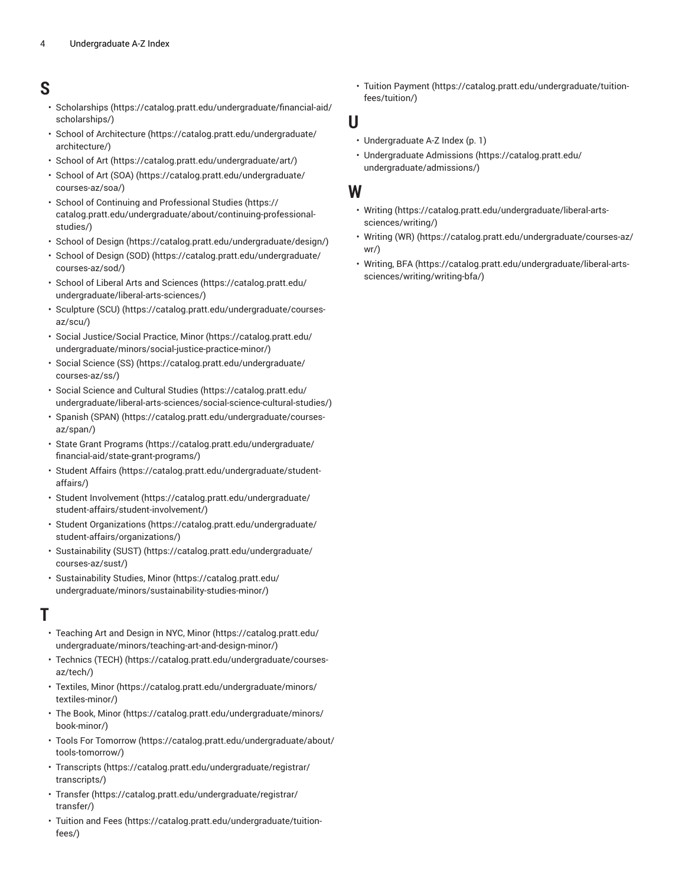## S

- Scholarships (https://catalog.pratt.edu/undergraduate/financial-aid/scholarships/)
- School of Architecture (https://catalog.pratt.edu/undergraduate/architecture/)
- School of Art (https://catalog.pratt.edu/undergraduate/art/)
- School of Art (SOA) (https://catalog.pratt.edu/undergraduate/courses-az/soa/)
- School of Continuing and Professional Studies (https://catalog.pratt.edu/undergraduate/about/continuing-professional-studies/)
- School of Design (https://catalog.pratt.edu/undergraduate/design/)
- School of Design (SOD) (https://catalog.pratt.edu/undergraduate/courses-az/sod/)
- School of Liberal Arts and Sciences (https://catalog.pratt.edu/undergraduate/liberal-arts-sciences/)
- Sculpture (SCU) (https://catalog.pratt.edu/undergraduate/courses-az/scu/)
- Social Justice/Social Practice, Minor (https://catalog.pratt.edu/undergraduate/minors/social-justice-practice-minor/)
- Social Science (SS) (https://catalog.pratt.edu/undergraduate/courses-az/ss/)
- Social Science and Cultural Studies (https://catalog.pratt.edu/undergraduate/liberal-arts-sciences/social-science-cultural-studies/)
- Spanish (SPAN) (https://catalog.pratt.edu/undergraduate/courses-az/span/)
- State Grant Programs (https://catalog.pratt.edu/undergraduate/financial-aid/state-grant-programs/)
- Student Affairs (https://catalog.pratt.edu/undergraduate/student-affairs/)
- Student Involvement (https://catalog.pratt.edu/undergraduate/student-affairs/student-involvement/)
- Student Organizations (https://catalog.pratt.edu/undergraduate/student-affairs/organizations/)
- Sustainability (SUST) (https://catalog.pratt.edu/undergraduate/courses-az/sust/)
- Sustainability Studies, Minor (https://catalog.pratt.edu/undergraduate/minors/sustainability-studies-minor/)

## T

- Teaching Art and Design in NYC, Minor (https://catalog.pratt.edu/undergraduate/minors/teaching-art-and-design-minor/)
- Technics (TECH) (https://catalog.pratt.edu/undergraduate/courses-az/tech/)
- Textiles, Minor (https://catalog.pratt.edu/undergraduate/minors/textiles-minor/)
- The Book, Minor (https://catalog.pratt.edu/undergraduate/minors/book-minor/)
- Tools For Tomorrow (https://catalog.pratt.edu/undergraduate/about/tools-tomorrow/)
- Transcripts (https://catalog.pratt.edu/undergraduate/registrar/transcripts/)
- Transfer (https://catalog.pratt.edu/undergraduate/registrar/transfer/)
- Tuition and Fees (https://catalog.pratt.edu/undergraduate/tuition-fees/)
- Tuition Payment (https://catalog.pratt.edu/undergraduate/tuition-fees/tuition/)

## U

- Undergraduate A-Z Index (p. 1)
- Undergraduate Admissions (https://catalog.pratt.edu/undergraduate/admissions/)

## W

- Writing (https://catalog.pratt.edu/undergraduate/liberal-arts-sciences/writing/)
- Writing (WR) (https://catalog.pratt.edu/undergraduate/courses-az/wr/)
- Writing, BFA (https://catalog.pratt.edu/undergraduate/liberal-arts-sciences/writing/writing-bfa/)